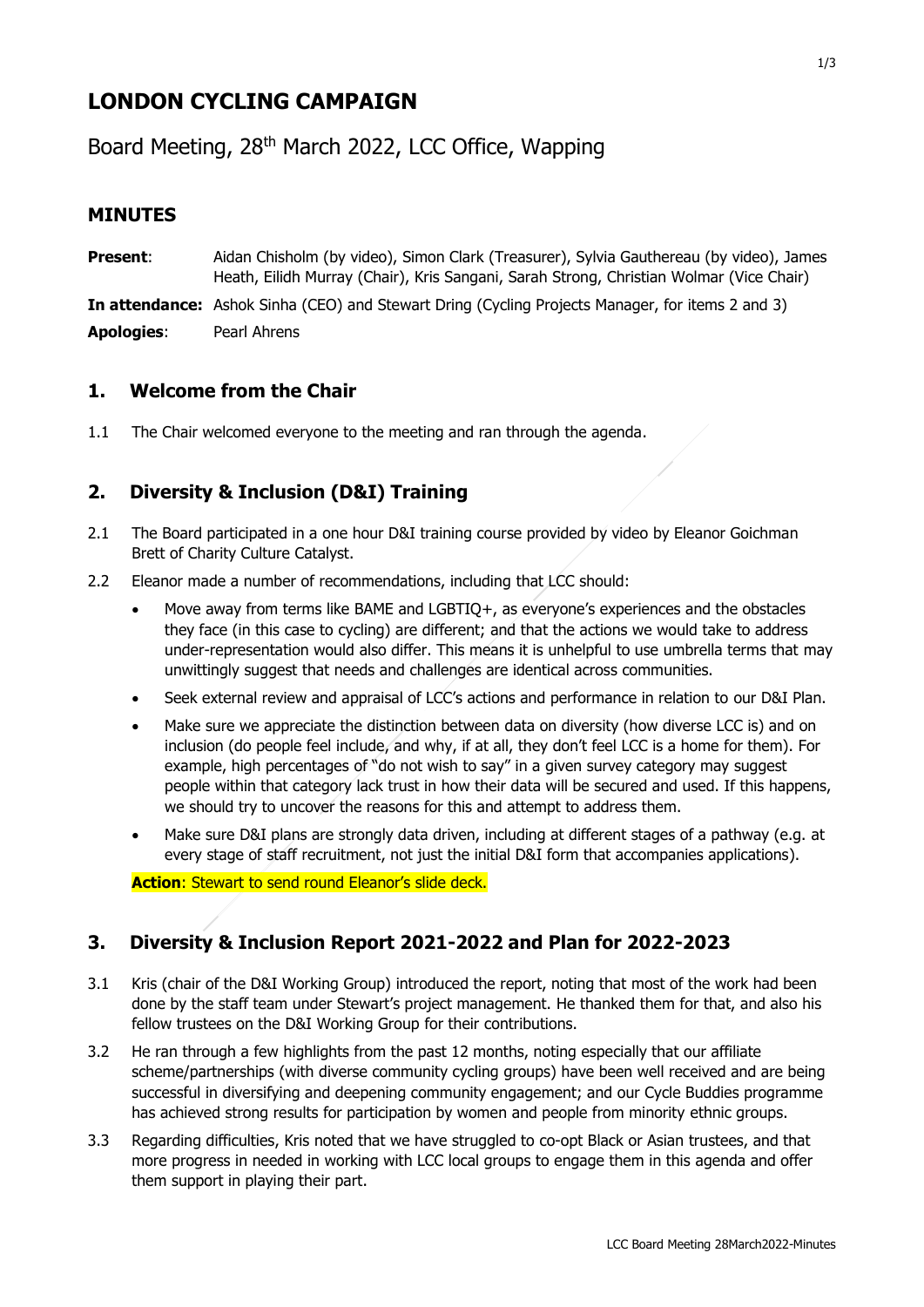# LONDON CYCLING CAMPAIGN

## Board Meeting, 28th March 2022, LCC Office, Wapping

### MINUTES

**Present**: Aidan Chisholm (by video), Simon Clark (Treasurer), Sylvia Gauthereau (by video), James Heath, Eilidh Murray (Chair), Kris Sangani, Sarah Strong, Christian Wolmar (Vice Chair)

**In attendance:** Ashok Sinha (CEO) and Stewart Dring (Cycling Projects Manager, for items 2 and 3)

**Apologies**: Pearl Ahrens

### 1. Welcome from the Chair

1.1 The Chair welcomed everyone to the meeting and ran through the agenda.

### 2. Diversity & Inclusion (D&I) Training

2.1 The Board participated in a one hour D&I training course provided by video by Eleanor Goichman Brett of Charity Culture Catalyst.

2.2 Eleanor made a number of recommendations, including that LCC should:

- Move away from terms like BAME and LGBTIQ+, as everyone's experiences and the obstacles they face (in this case to cycling) are different; and that the actions we would take to address under-representation would also differ. This means it is unhelpful to use umbrella terms that may unwittingly suggest that needs and challenges are identical across communities.
- Seek external review and appraisal of LCC's actions and performance in relation to our D&I Plan.
- Make sure we appreciate the distinction between data on diversity (how diverse LCC is) and on inclusion (do people feel include, and why, if at all, they don't feel LCC is a home for them). For example, high percentages of "do not wish to say" in a given survey category may suggest people within that category lack trust in how their data will be secured and used. If this happens, we should try to uncover the reasons for this and attempt to address them.
- Make sure D&I plans are strongly data driven, including at different stages of a pathway (e.g. at every stage of staff recruitment, not just the initial D&I form that accompanies applications).

**Action**: Stewart to send round Eleanor's slide deck.

### 3. Diversity & Inclusion Report 2021-2022 and Plan for 2022-2023

3.1 Kris (chair of the D&I Working Group) introduced the report, noting that most of the work had been done by the staff team under Stewart's project management. He thanked them for that, and also his fellow trustees on the D&I Working Group for their contributions.

3.2 He ran through a few highlights from the past 12 months, noting especially that our affiliate scheme/partnerships (with diverse community cycling groups) have been well received and are being successful in diversifying and deepening community engagement; and our Cycle Buddies programme has achieved strong results for participation by women and people from minority ethnic groups.

3.3 Regarding difficulties, Kris noted that we have struggled to co-opt Black or Asian trustees, and that more progress in needed in working with LCC local groups to engage them in this agenda and offer them support in playing their part.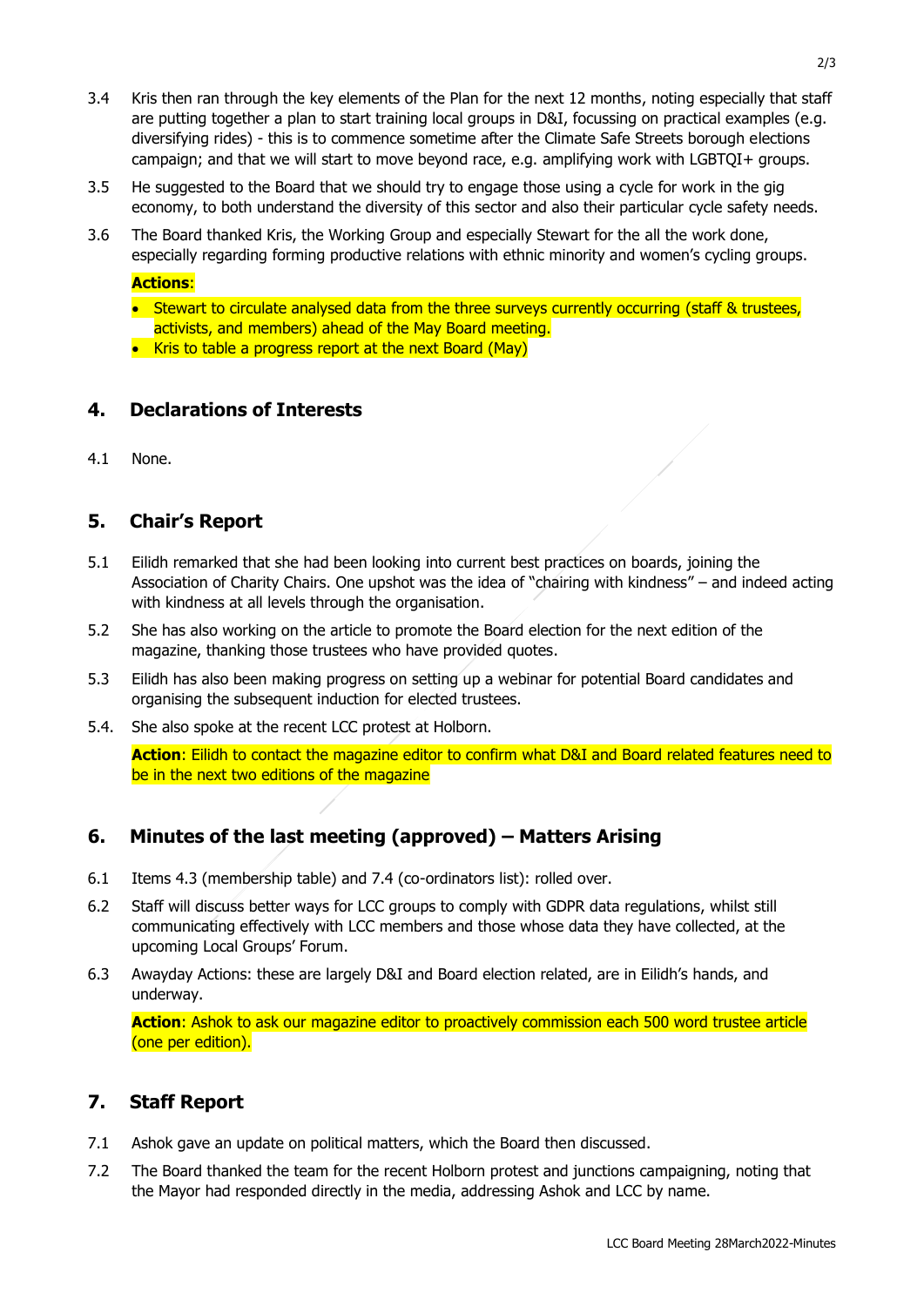3.4 Kris then ran through the key elements of the Plan for the next 12 months, noting especially that staff are putting together a plan to start training local groups in D&I, focussing on practical examples (e.g. diversifying rides) - this is to commence sometime after the Climate Safe Streets borough elections campaign; and that we will start to move beyond race, e.g. amplifying work with LGBTQI+ groups.

3.5 He suggested to the Board that we should try to engage those using a cycle for work in the gig economy, to both understand the diversity of this sector and also their particular cycle safety needs.

3.6 The Board thanked Kris, the Working Group and especially Stewart for the all the work done, especially regarding forming productive relations with ethnic minority and women's cycling groups.

**Actions**:

- Stewart to circulate analysed data from the three surveys currently occurring (staff & trustees, activists, and members) ahead of the May Board meeting.
- Kris to table a progress report at the next Board (May)

## 4. Declarations of Interests

4.1 None.

## 5. Chair's Report

5.1 Eilidh remarked that she had been looking into current best practices on boards, joining the Association of Charity Chairs. One upshot was the idea of "chairing with kindness" – and indeed acting with kindness at all levels through the organisation.

5.2 She has also working on the article to promote the Board election for the next edition of the magazine, thanking those trustees who have provided quotes.

5.3 Eilidh has also been making progress on setting up a webinar for potential Board candidates and organising the subsequent induction for elected trustees.

5.4. She also spoke at the recent LCC protest at Holborn.

**Action**: Eilidh to contact the magazine editor to confirm what D&I and Board related features need to be in the next two editions of the magazine

## 6. Minutes of the last meeting (approved) – Matters Arising

6.1 Items 4.3 (membership table) and 7.4 (co-ordinators list): rolled over.

6.2 Staff will discuss better ways for LCC groups to comply with GDPR data regulations, whilst still communicating effectively with LCC members and those whose data they have collected, at the upcoming Local Groups' Forum.

6.3 Awayday Actions: these are largely D&I and Board election related, are in Eilidh's hands, and underway.

**Action**: Ashok to ask our magazine editor to proactively commission each 500 word trustee article (one per edition).

## 7. Staff Report

7.1 Ashok gave an update on political matters, which the Board then discussed.

7.2 The Board thanked the team for the recent Holborn protest and junctions campaigning, noting that the Mayor had responded directly in the media, addressing Ashok and LCC by name.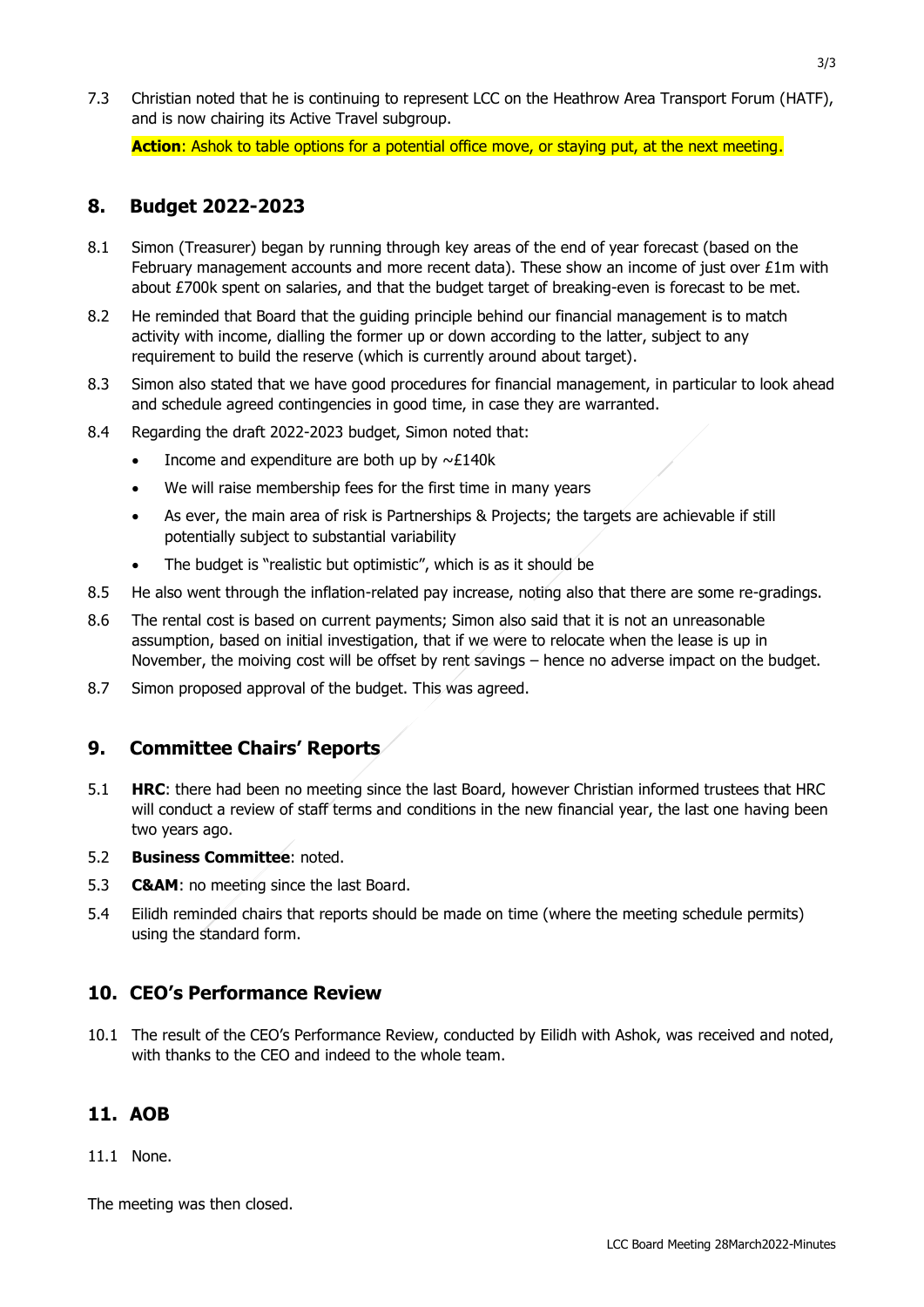7.3 Christian noted that he is continuing to represent LCC on the Heathrow Area Transport Forum (HATF), and is now chairing its Active Travel subgroup.

**Action**: Ashok to table options for a potential office move, or staying put, at the next meeting.

## 8. Budget 2022-2023

8.1 Simon (Treasurer) began by running through key areas of the end of year forecast (based on the February management accounts and more recent data). These show an income of just over £1m with about £700k spent on salaries, and that the budget target of breaking-even is forecast to be met.

8.2 He reminded that Board that the guiding principle behind our financial management is to match activity with income, dialling the former up or down according to the latter, subject to any requirement to build the reserve (which is currently around about target).

8.3 Simon also stated that we have good procedures for financial management, in particular to look ahead and schedule agreed contingencies in good time, in case they are warranted.

8.4 Regarding the draft 2022-2023 budget, Simon noted that:

- Income and expenditure are both up by ~£140k
- We will raise membership fees for the first time in many years
- As ever, the main area of risk is Partnerships & Projects; the targets are achievable if still potentially subject to substantial variability
- The budget is "realistic but optimistic", which is as it should be

8.5 He also went through the inflation-related pay increase, noting also that there are some re-gradings.

8.6 The rental cost is based on current payments; Simon also said that it is not an unreasonable assumption, based on initial investigation, that if we were to relocate when the lease is up in November, the moiving cost will be offset by rent savings – hence no adverse impact on the budget.

8.7 Simon proposed approval of the budget. This was agreed.

## 9. Committee Chairs' Reports

5.1 **HRC**: there had been no meeting since the last Board, however Christian informed trustees that HRC will conduct a review of staff terms and conditions in the new financial year, the last one having been two years ago.

5.2 **Business Committee**: noted.

5.3 **C&AM**: no meeting since the last Board.

5.4 Eilidh reminded chairs that reports should be made on time (where the meeting schedule permits) using the standard form.

## 10. CEO's Performance Review

10.1 The result of the CEO's Performance Review, conducted by Eilidh with Ashok, was received and noted, with thanks to the CEO and indeed to the whole team.

## 11. AOB

11.1 None.

The meeting was then closed.